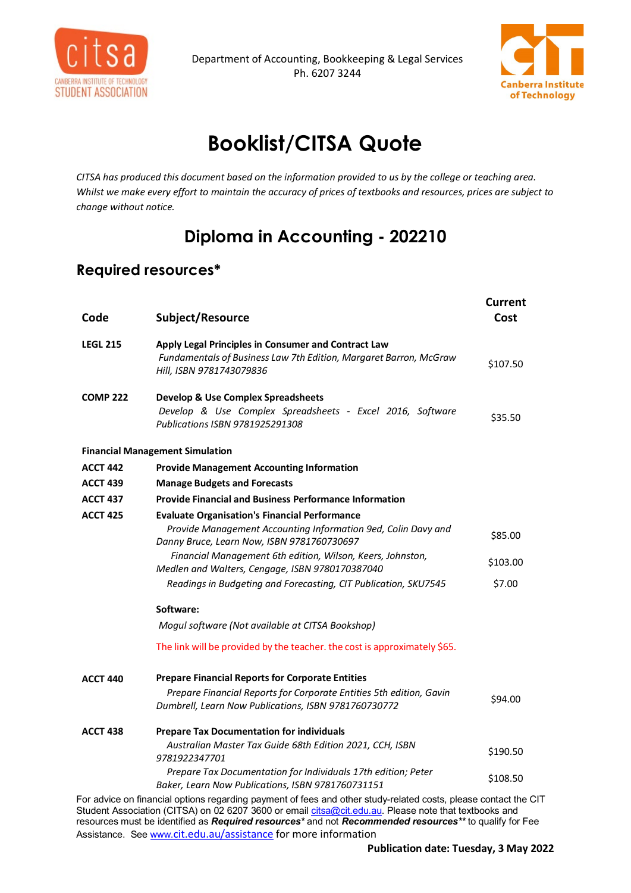Department of Accounting, Bookkeeping & Legal Services
Ph. 6207 3244

# Booklist/CITSA Quote

*CITSA has produced this document based on the information provided to us by the college or teaching area. Whilst we make every effort to maintain the accuracy of prices of textbooks and resources, prices are subject to change without notice.*

## Diploma in Accounting - 202210

### Required resources*

| Code | Subject/Resource | Current Cost |
|---|---|---|
| **LEGL 215** | **Apply Legal Principles in Consumer and Contract Law**<br>*Fundamentals of Business Law 7th Edition, Margaret Barron, McGraw Hill, ISBN 9781743079836* | $107.50 |
| **COMP 222** | **Develop & Use Complex Spreadsheets**<br>*Develop & Use Complex Spreadsheets - Excel 2016, Software Publications ISBN 9781925291308* | $35.50 |
| **Financial Management Simulation** | | |
| **ACCT 442** | **Provide Management Accounting Information** | |
| **ACCT 439** | **Manage Budgets and Forecasts** | |
| **ACCT 437** | **Provide Financial and Business Performance Information** | |
| **ACCT 425** | **Evaluate Organisation's Financial Performance** | |
| | *Provide Management Accounting Information 9ed, Colin Davy and Danny Bruce, Learn Now, ISBN 9781760730697* | $85.00 |
| | *Financial Management 6th edition, Wilson, Keers, Johnston, Medlen and Walters, Cengage, ISBN 9780170387040* | $103.00 |
| | *Readings in Budgeting and Forecasting, CIT Publication, SKU7545* | $7.00 |
| | **Software:**<br>*Mogul software (Not available at CITSA Bookshop)*<br>The link will be provided by the teacher. the cost is approximately $65. | |
| **ACCT 440** | **Prepare Financial Reports for Corporate Entities**<br>*Prepare Financial Reports for Corporate Entities 5th edition, Gavin Dumbrell, Learn Now Publications, ISBN 9781760730772* | $94.00 |
| **ACCT 438** | **Prepare Tax Documentation for individuals** | |
| | *Australian Master Tax Guide 68th Edition 2021, CCH, ISBN 9781922347701* | $190.50 |
| | *Prepare Tax Documentation for Individuals 17th edition; Peter Baker, Learn Now Publications, ISBN 9781760731151* | $108.50 |

For advice on financial options regarding payment of fees and other study-related costs, please contact the CIT Student Association (CITSA) on 02 6207 3600 or email citsa@cit.edu.au. Please note that textbooks and resources must be identified as ***Required resources**** and not ***Recommended resources***** to qualify for Fee Assistance. See www.cit.edu.au/assistance for more information

**Publication date: Tuesday, 3 May 2022**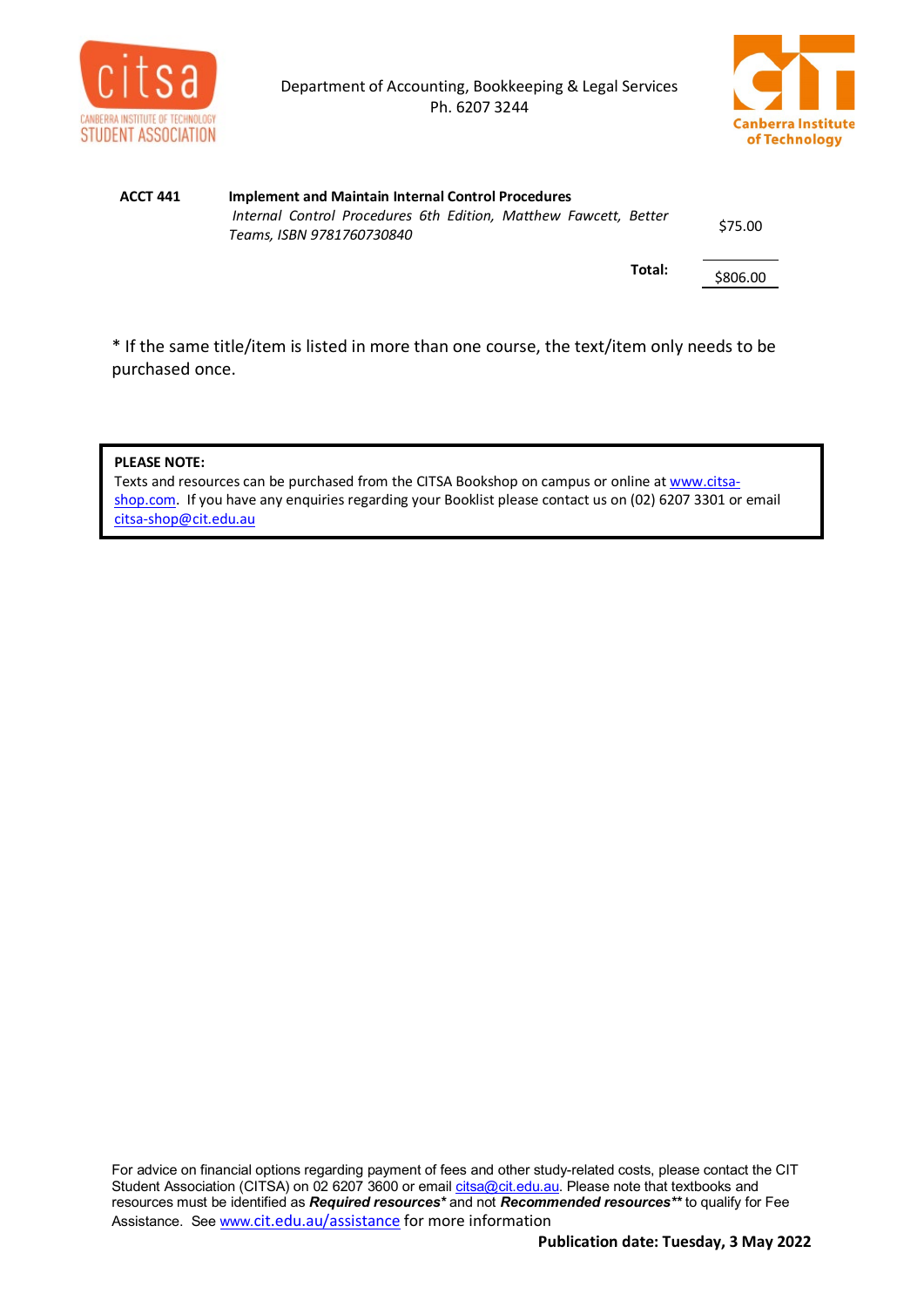Department of Accounting, Bookkeeping & Legal Services
Ph. 6207 3244

| | | |
|---|---|---|
| **ACCT 441** | **Implement and Maintain Internal Control Procedures**<br>*Internal Control Procedures 6th Edition, Matthew Fawcett, Better Teams, ISBN 9781760730840* | $75.00 |
| | **Total:** | $806.00 |

* If the same title/item is listed in more than one course, the text/item only needs to be purchased once.

**PLEASE NOTE:**
Texts and resources can be purchased from the CITSA Bookshop on campus or online at www.citsa-shop.com. If you have any enquiries regarding your Booklist please contact us on (02) 6207 3301 or email citsa-shop@cit.edu.au

For advice on financial options regarding payment of fees and other study-related costs, please contact the CIT Student Association (CITSA) on 02 6207 3600 or email citsa@cit.edu.au. Please note that textbooks and resources must be identified as ***Required resources**** and not ***Recommended resources***** to qualify for Fee Assistance. See www.cit.edu.au/assistance for more information

**Publication date: Tuesday, 3 May 2022**